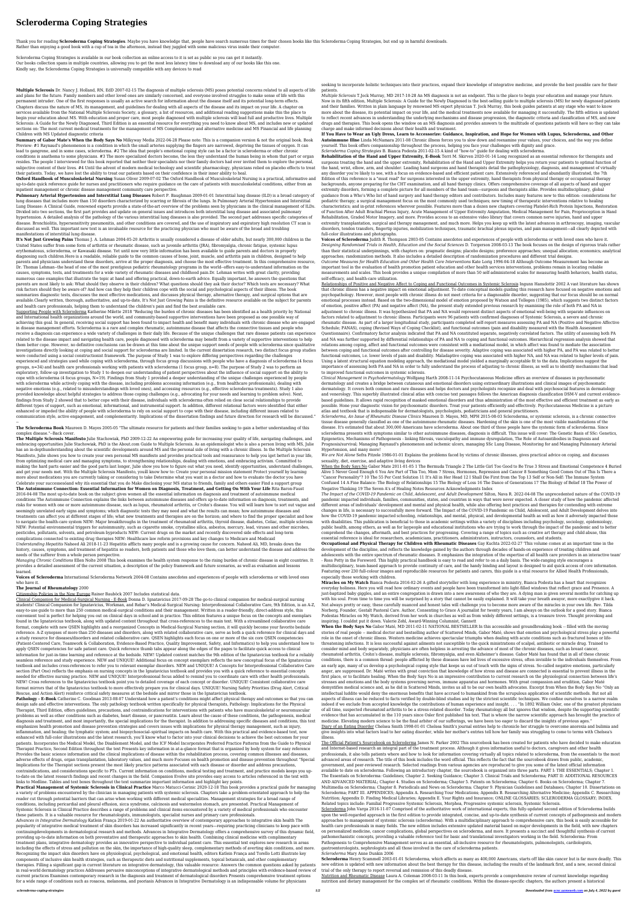# Scleroderma Coping Strategies

Thank you for reading **Scleroderma Coping Strategies**. Maybe you have knowledge that, people have search numerous times for their chosen books like this Scleroderma Coping Strategies, but end up in harmful downloads. Rather than enjoying a good book with a cup of tea in the afternoon, instead they juggled with some malicious virus inside their computer.

Scleroderma Coping Strategies is available in our book collection an online access to it is set as public so you can get it instantly. Our books collection spans in multiple countries, allowing you to get the most less latency time to download any of our books like this one. Kindly say, the Scleroderma Coping Strategies is universally compatible with any devices to read

**Multiple Sclerosis** Dr. Nancy J. Holland, RN, EdD 2007-02-15 The diagnosis of multiple sclerosis (MS) poses potential concerns related to all aspects of life and plans for the future. Family members and other loved ones are similarly concerned, and everyone involved struggles to make sense of life with this permanent intruder. One of the first responses is usually an active search for information about the disease itself and its potential long-term effects. Chapters discuss the nature of MS, its management, and guidelines for dealing with all aspects of the disease and its impact on your life. A chapter on services available from the National Multiple Sclerosis Society, a glossary, a list of resources, and additional reading suggestions make this the place to begin your education about MS. With education and proper care, most people diagnosed with multiple sclerosis will lead full and productive lives. Multiple Sclerosis: A Guide for the Newly Diagnosed, Third Edition is an essential resource for everything you need to know about MS, and includes new or updated sections on: The most current medical treatments for the management of MS Complementary and alternative medicine and MS Financial and life planning Children with MS Updated diagnostic criteria

**Summary of Gabor Mate's When the Body Says No** Milkyway Media 2022-04-28 Please note: This is a companion version & not the original book. Book Preview: #1 Raynaud's phenomenon is a condition in which the small arteries supplying the fingers are narrowed, depriving the tissues of oxygen. It can lead to gangrene, and in some cases, scleroderma. #2 The idea that people's emotional coping style can be a factor in scleroderma or other chronic conditions is anathema to some physicians. #3 The more specialized doctors become, the less they understand the human being in whom that part or organ resides. The people I interviewed for this book reported that neither their specialists nor their family doctors had ever invited them to explore the personal, subjective content of their lives. #4 Until the advent of modern medical technology and scientific pharmacology, physicians relied on placebo effects to treat their patients. Today, we have lost the ability to treat our patients based on their confidence in their inner ability to heal.

**Oxford Handbook of Musculoskeletal Nursing** Susan Oliver 2009-07-02 The Oxford Handbook of Musculoskeletal Nursing is a practical, informative and up-to-date quick reference guide for nurses and practitioners who require guidance on the care of patients with musculoskeletal conditions, either from an inpatient management or chronic disease management community care perspective.

**Pulmonary Arterial Hypertension and Interstitial Lung Diseases** Robert P. Baughman 2009-01-01 Interstitial lung disease (ILD) is a broad category of lung diseases that includes more than 150 disorders characterized by scarring or fibrosis of the lungs. In Pulmonary Arterial Hypertension and Interstitial Lung Disease: A Clinical Guide, renowned experts provide a state-of-the-art overview of the problems seen by physicians in the clinical management of ILDs. Divided into two sections, the first part provides and update on general issues and introduces both interstitial lung disease and associated pulmonary hypertension. A detailed analysis of the pathology of the various interstitial lung diseases is also provided. The second part addresses specific categories of disease. Bronchiolitis, hypersensitivity pneumonitis, and other conditions are covered, and the use of inspiratory and expiratory high resolution CT scan is discussed as well. This important new text is an invaluable resource for the practicing physician who must be aware of the broad and troubling manifestations of interstitial lung disease.

**It's Not Just Growing Pains** Thomas J. A. Lehman 2004-05-20 Arthritis is usually considered a disease of older adults, but nearly 300,000 children in the United States suffer from some form of arthritis or rheumatic disease, such as juvenile arthritis (JRA), fibromyalgia, chronic fatigue, systemic lupus erythematosus, scleroderma, or Kawasaki disease. Yet until now very little information has been available to guide parents and doctors in properly diagnosing such children.Here is a readable, reliable guide to the common causes of bone, joint, muscle, and arthritis pain in children, designed to help parents and physicians understand these disorders, arrive at the proper diagnosis, and choose the most effective treatment. In this comprehensive resource, Dr. Thomas Lehman--the head of one of the most prestigious pediatric rheumatology programs in the world--offers easy-to-understand information on the causes, symptoms, tests, and treatments for a wide variety of rheumatic diseases and childhood pain.Dr. Lehman writes with great clarity, providing numerous case examples that illustrate the topic at hand and offering practical, down-to-earth advice. Equally important, he answers the questions that parents are most likely to ask: What should they observe in their children? What questions should they ask their doctor? Which tests are necessary? What risk factors should they be aware of? And how can they help their children cope with the social and psychological aspects of their illness. The book summarizes diagnostic tests, discusses the most effective medications, and discusses physical therapy, alternative therapy, and surgical options that are available.Clearly written, thorough, authoritative, and up-to-date, It's Not Just Growing Pains is the definitive resource available on the subject for parents and health care professionals, helping them to understand the children's pain and find the best available care.

Supporting People with Scleroderma Katherine Milette 2018 "Reducing the burden of chronic diseases has been identified as a health priority by National and International health organizations around the world, and community-based supportive interventions have been proposed as one possible way of achieving this goal. In general, receiving social support has been found to impact health and benefit many individuals with chronic disease who are engaged in disease management efforts. Scleroderma is a rare and complex rheumatic, autoimmune disease that affects the connective tissues and people who receive a diagnosis can experience a wide variety of challenges in their daily life. Because of the unique challenges that rare disease patients can experience related to the disease impact and navigating health care, people diagnosed with scleroderma may benefit from a variety of supportive interventions to help them better cope. However, no definitive conclusions can be drawn at this time about the unique support needs of people with scleroderma since qualitative investigations directly looking at coping and social support for scleroderma are limited. In the current dissertation research, two distinct focus group studies were conducted using a social constructionist framework. The purpose of Study 1 was to explore differing perspectives regarding the challenges experienced and strategies used while coping with scleroderma, through focus group discussions with people who have a diagnosis of scleroderma (4 focus groups, n=34) and health care professionals working with patients with scleroderma (1 focus group, n=8). The purpose of Study 2 was to perform an exploratory, follow-up investigation to Study 1 to deepen our understanding of patient perspectives about the influence of social support on the ability to cope with scleroderma (4 focus groups, N=19). Findings from Study 1 provided a deeper understanding of the unique challenges experienced by people with scleroderma while actively coping with the disease, including problems accessing information (e.g., from healthcare professionals), dealing with negative emotions (e.g., related to misunderstandings with loved ones), and accessing resources (e.g., effective scleroderma treatments). Study 1 also provided knowledge about helpful strategies to address these coping challenges (e.g., advocating for your needs and learning to problem solve). Next, findings from Study 2 showed that to better cope with their disease, individuals with scleroderma often relied on close social relationships to provide different types of support, such as emotional, informational, and instrumental support. In addition, different relational factors were identified that either enhanced or impeded the ability of people with scleroderma to rely on social support to cope with their disease, including different issues related to communication style, active engagement, and complementarity. Implications of the dissertation findings and future direction for research will be discussed." --

**The Scleroderma Book** Maureen D. Mayes 2005-05 "The ultimate resource for patients and their families seeking to gain a better understanding of this complex disease."--Back cover.

**The Multiple Sclerosis Manifesto** Julie Stachowiak, PhD 2009-12-22 An empowering guide for increasing your quality of life, navigating challenges, and embracing opportunities Julie Stachowiak, PhD is the About.com Guide to Multiple Sclerosis. As an epidemiologist who is also a person living with MS, Julie has an in-depthunderstanding about the scientific developments around MS and the personal side of living with a chronic illness. In the Multiple Sclerosis Manifesto, Julie shows you how to create your own personal MS manifesto and provides practical tools and reassurance to help you get better) in your life, from optimizing medical care and managing symptoms, to strengthening relationships, dealing with emotions, and embracing activism. Committed to making the hard parts easier and the good parts last longer, Julie show you how to figure out what you need, identify opportunities, understand challenges, and get your needs met. With the Multiple Sclerosis Manifesto, youll know how to: Create your personal mission statement Protect yourself by learning more about medications you are currently taking or considering to take Determine what you want in a doctor and how to evaluate the doctor you have Celebrate your successesand why its essential that you do Make disclosing your MS status to friends, family and others easier Find a support group

**The Autoimmune Connection: Essential Information for Women on Diagnosis, Treatment, and Getting On With Your Life** Rita Baron-Faust 2016-04-08 The most up-to-date book on the subject gives women all the essential information on diagnosis and treatment of autoimmune medical conditions The Autoimmune Connection explains the links between autoimmune diseases and offers up-to-date information on diagnosis, treatments, and risks for women with one or more autoimmune disease, such as lupus, rheumatoid arthritis, or Crohn's disease. You will will learn how to sort out vague and seemingly unrelated early signs and symptoms; which diagnostic tests they may need and what the results can mean; how autoimmune diseases and treatments can affect you at different stages of life; what new treatments and therapies are on the horizon; and where to find the proper specialist and how to navigate the health-care system NEW: Major breakthroughs in the treatment of rheumatoid arthritis, thyroid disease, diabetes, Celiac, multiple sclerosis NEW: Potential environmental triggers for autoimmunity, such as cigarette smoke, crystalline silica, asbestos, mercury, lead, viruses and other microbes, pesticides, pollutants, solvents, and petroleum byproducts NEW: Current drugs on the market and recently discovered side effects and long-term complications connected to existing drug therapies NEW: Healthcare law reform provisions and key changes to Medicare and Medicaid

*Understanding Hepatitis* Naheed Ali 2018-11-23 Hepatitis afflicts many people and is a growing cause for concern. Naheed Ali, MD, breaks down the history, causes, symptoms, and treatment of hepatitis so readers, both patients and those who love them, can better understand the disease and address the needs of the sufferer from a whole person perspective.

*Managing Chronic Conditions* Ellen Nolte 2008 This book examines the health system response to the rising burden of chronic disease in eight countries. It provides a detailed assessment of the current situation, a description of the policy framework and future scenarios, as well as evaluation and lessons learned.

**Voices of Scleroderma** International Scleroderma Network 2004-08 Contains anecdotes and experiences of people with scleroderma or with loved ones who have it.

**The Journal of Rheumatology** 2000

Citizenship Policies in the New Europe Rainer Bauböck 2007 Includes statistical data.

Clinical Companion for Medical-Surgical Nursing - E-Book Donna D. Ignatavicius 2017-09-28 The go-to clinical companion for medical-surgical nursing students! Clinical Companion for Ignatavicius, Workman, and Rebar's Medical-Surgical Nursing: Interprofessional Collaborative Care, 9th Edition, is an A-Z, easy-to-use guide to more than 250 common medical-surgical conditions and their management. Written in a reader-friendly, direct-address style, this convenient tool is perfect for helping you out on clinical days in school and in clinical practice. This edition features a unique focus on the concepts and exemplars found in the Ignatavicius textbook, along with updated content throughout that cross-references to the main text. With a streamlined collaborative care format, complete with new QSEN highlights and a reorganized Concepts in Medical-Surgical Nursing section, it will quickly become your favorite bedside reference. A-Z synopses of more than 250 diseases and disorders, along with related collaborative care, serve as both a quick reference for clinical days and a study resource for diseases/disorders and related collaborative care. QSEN highlights each focus on one or more of the six core QSEN competencies (Patient-Centered Care, Teamwork & Collaboration, Evidence-Based Practice, Quality Improvement, Safety, and Informatics) to help you understand how to apply QSEN competencies for safe patient care. Quick reference thumb tabs appear along the edges of the pages to facilitate quick access to clinical information for just-in-time learning and reference at the bedside. NEW! Updated content matches the 9th edition of the Ignatavicius textbook for a reliably seamless reference and study experience. NEW and UNIQUE! Additional focus on concept exemplars reflects the new conceptual focus of the Ignatavicius textbook and includes cross-references to refer you to relevant exemplar disorders. NEW and UNIQUE! A Concepts for Interprofessional Collaborative Care section (Part One) reflects the emphasis on nursing concepts in the Ignatavicius textbook and provides you with a quick reference to essential concepts needed for effective nursing practice. NEW and UNIQUE! Interprofessional focus added to remind you to coordinate care with other health professionals. NEW! Cross references to the Ignatavicius textbook point you to detailed coverage of each concept or disorder. UNIQUE! Consistent collaborative care format mirrors that of the Ignatavicius textbook to more effectively prepare you for clinical days. UNIQUE! Nursing Safety Priorities (Drug Alert, Critical Rescue, and Action Alert) reinforce critical safety measures at the bedside and mirror those in the Ignatavicius textbook.

**Pathology - E-Book** Catherine C. Goodman 2013-08-07 Understand how a patient's conditions might affect physical therapy and outcomes so that you can design safe and effective interventions. The only pathology textbook written specifically for physical therapists, Pathology: Implications for the Physical Therapist, Third Edition, offers guidelines, precautions, and contraindications for interventions with patients who have musculoskeletal or neuromuscular problems as well as other conditions such as diabetes, heart disease, or pancreatitis. Learn about the cause of these conditions, the pathogenesis, medical diagnosis and treatment, and most importantly, the special implications for the therapist. In addition to addressing specific diseases and conditions, this text emphasizes health promotion and disease prevention strategies and covers issues with implications for physical therapy management, such as injury, inflammation, and healing; the lymphatic system; and biopsychosocial-spiritual impacts on health care. With this practical and evidence-based text, now enhanced with full-color illustrations and the latest research, you'll know what to factor into your clinical decisions to achieve the best outcomes for your patients. Incorporates the Medical Model, the Disablement Model, and the ICF Model Incorporates Preferred Practice Patterns from the Guide to Physical Therapist Practice, Second Edition throughout the text Presents key information in at-a-glance format that is organized by body system for easy reference Provides the basic science information and the clinical implications of disease within the rehabilitation process, covering common illnesses and diseases, adverse effects of drugs, organ transplantation, laboratory values, and much more Focuses on health promotion and disease prevention throughout "Special Implications for the Therapist sections present the most likely practice patterns associated with each disease or disorder and address precautions, contraindications, and considerations specific to PTs. Current information on conditions, medical testing and treatment, and practice models keeps you up-to-date on the latest research findings and recent changes in the field. Companion Evolve site provides easy access to articles referenced in the text with links to Medline. Tables and text boxes throughout the text summarize important information and highlight key points.

**Practical Management of Systemic Sclerosis in Clinical Practice** Marco Matucci-Cerinic 2020-12-18 This book provides a practical guide for managing a variety of problems encountered by the clinician in managing patients with systemic sclerosis. Chapters take a problem-orientated approach to help the reader cut through potential barriers that can arise when working with different medical specialities. Management strategies for a broad range of conditions, including pericardial and pleural effusion, sicca syndrome, calcinosis and watermelon stomach, are presented. Practical Management of Systemic Sclerosis in Clinical Practice describes a range of problems and clinical items encountered by a variety of medical professionals who encounter these patients. It is a valuable resource for rheumatologists, immunologists, specialist nurses and primary care professionals.

*Advances in Integrative Dermatology* Katlein França 2019-01-22 An authoritative overview of contemporary approaches to integrative skin health The popularity of integrative medical treatment of skin disorders has increased significantly in recent years—requiring practicing clinicians to keep pace with continuingdevelopments in dermatological research and methods. Advances in Integrative Dermatology offers a comprehensive survey of this dynamic field, providing up-to-date information on both preventative and therapeutic approaches to skin health. Combining clinical medicine with complementary treatment plans, integrative dermatology provides an innovative perspective to individual patient care. This essential text explores new research in areas including the effects of stress and pollution on the skin, the importance of high-quality sleep, complementary methods of averting skin conditions, and more. Recognizing the impact skin disorders have on physiological, psychological, and emotional health, editors Katlein França and Torello Lotti illustrate key components of inclusive skin health strategies, such as therapeutic diets and nutritional supplements, topical botanicals, and other complementary therapies. Filling a significant gap in current literature on integrative dermatology, this valuable resource: Answers the common questions asked by patients in real-world dermatology practices Addresses pervasive misconceptions of integrative dermatological methods and principles with evidence-based review of current practices Examines contemporary research in the diagnosis and treatment of dermatological disorders Presents comprehensive treatment options for a wide range of conditions such as rosacea, melanoma, and psoriasis Advances in Integrative Dermatology is an indispensable volume for physicians seeking to incorporate holistic techniques into their practices, expand their knowledge of integrative medicine, and provide the best possible care for their patients.

*Multiple Sclerosis* T Jock Murray, MD 2017-10-28 An MS diagnosis is not an endpoint. This is the place to begin your education and manage your future. Now in its fifth edition, Multiple Sclerosis: A Guide for the Newly Diagnosed is the best-selling guide to multiple sclerosis (MS) for newly diagnosed patients and their families. Written in plain language by renowned MS expert physician T. Jock Murray, this book guides patients at any stage who want to know more about the disease, its potential impact on your life, and the medical treatments now available for managing it successfully. The fifth edition is updated to reflect recent advances in understanding the underlying mechanisms and disease progression, the diagnostic criteria and classification of MS, and new drugs and therapies. This book opens the window on an MS diagnosis and provides answers to the multitude of questions patients will have so they can take charge and make informed decisions about their health and treatment.

**If You Have to Wear an Ugly Dress, Learn to Accessorize: Guidance, Inspiration, and Hope for Women with Lupus, Scleroderma, and Other Autoimmune Illne** Linda McNamara 2011-08 Chronic illness forces you to slow down and reexamine your values, your choices, and the way you define yourself. This book offers companionship throughout the process, helping you face your challenges with dignity and grace.

*Scleroderma Coping Strategies* B. Bianca Podesta 2011-02-15 A kind of "how-to" guide for dealing with scleroderma.

**Rehabilitation of the Hand and Upper Extremity, E-Book** Terri M. Skirven 2020-01-14 Long recognized as an essential reference for therapists and surgeons treating the hand and the upper extremity, Rehabilitation of the Hand and Upper Extremity helps you return your patients to optimal function of the hand, wrist, elbow, arm, and shoulder. Leading hand surgeons and hand therapists detail the pathophysiology, diagnosis, and management of virtually any disorder you're likely to see, with a focus on evidence-based and efficient patient care. Extensively referenced and abundantly illustrated, the 7th Edition of this reference is a "must read" for surgeons interested in the upper extremity, hand therapists from physical therapy or occupational therapy backgrounds, anyone preparing for the CHT examination, and all hand therapy clinics. Offers comprehensive coverage of all aspects of hand and upper extremity disorders, forming a complete picture for all members of the hand team—surgeons and therapists alike. Provides multidisciplinary, global guidance from a Who's Who list of hand surgery and hand therapy editors and contributors. Includes many features new to this edition: considerations for pediatric therapy; a surgical management focus on the most commonly used techniques; new timing of therapeutic interventions relative to healing characteristics; and in-print references wherever possible. Features more than a dozen new chapters covering Platelet-Rich Protein Injections, Restoration of Function After Adult Brachial Plexus Injury, Acute Management of Upper Extremity Amputation, Medical Management for Pain, Proprioception in Hand Rehabilitation, Graded Motor Imagery, and more. Provides access to an extensive video library that covers common nerve injuries, hand and upper extremity transplantation, surgical and therapy management, and much more. Helps you keep up with the latest advances in arthroscopy, imaging, vascular disorders, tendon transfers, fingertip injuries, mobilization techniques, traumatic brachial plexus injuries, and pain management—all clearly depicted with full-color illustrations and photographs.

**Voices of Scleroderma** Judith R. Thompson 2003-05 Contains anecdotes and experiences of people with scleroderma or with loved ones who have it.

*Designing Randomised Trials in Health, Education and the Social Sciences* D. Torgerson 2008-03-13 The book focuses on the design of rigorous trials rather than their statistical underpinnings, with chapters on: pragmatic designs; placebo designs; preference approaches; unequal allocation; economic; analytical approaches; randomization methods. It also includes a detailed description of randomization procedures and different trial designs.

*Outcome Measures for Health Education and Other Health Care Interventions* Kate Lorig 1996-04-18 Although Outcome Measurement has become an important tool in the evaluation of health promotion patient education and other health services interventions, problems remain in locating reliable measurements and scales. This book provides a unique compilation of more than 50 self-administered scales for measuring health behaviors, health status, self-efficacy, and health-care utilization.

Relationships of Positive and Negative Affect to Coping and Functional Outcomes in Systemic Sclerosis Ingunn Hansdottir 2002 A vast literature has shown that chronic illness has a negative impact on emotional adjustment. To date conceptual models guiding this research have focused on negative emotions and psychopathology. However, most people with chronic illness do not meet criteria for a diagnosable disorder, suggesting that our focus should be on normal emotional processes instead. Based on the two-dimensional model of emotion proposed by Watson and Tellegen (1985), which suggests two distinct factors of emotion, positive affect (PA) and negative affect (NA), the present study extended previous research by examining the role of both PA and NA in adjustment to chronic illness. It was hypothesized that PA and NA would represent distinct aspects of emotional well-being with separate influences on factors related to adjustment to chronic illness. Participants were 96 patients with confirmed diagnoses of Systemic Sclerosis, a severe and chronic rheumatic disease. As part of a larger longitudinal study, participants completed self-report measures assessing PA and NA (Positive and Negative Affective Schedule; PANAS), coping (Revised Ways of Coping Checklist), and functional outcomes (pain and disability measured with the Health Assessment Questionnaire). Confirmatory factor analysis indicated that PA and NA constituted separate, negatively correlated factors. The utility of assessing both PA and NA was further supported by differential relationships of PA and NA to coping and functional outcomes. Hierarchical regression analysis showed that relations among coping, affect and functional outcomes were consistent with a mediational model, in which affect was found to mediate the association between coping and functional outcomes after controlling for disease severity. Adaptive coping was associated with higher PA, and PA was related to better functional outcomes, i.e. lower levels of pain and disability. Maladaptive coping was associated with higher NA, and NA was related to higher levels of pain. Using a latent structural equation modeling approach, the mediational model yielded a marginally acceptable fit to the data. Implications suggest the importance of assessing both PA and NA in order to fully understand the process of adjusting to chronic illness, as well as to identify mechanisms that lead to improved functional outcomes in systemic sclerosis.

*Clinical Management in Psychodermatology* Wolfgang Harth 2008-11-14 Psychocutaneous Medicine offers an overview of diseases in psychosomatic dermatology and creates a bridge between cutaneous and emotional disorders using extraordinary illustrations and clinical images of psychosomatic dermatology. It covers both common and rare diseases and helps doctors and psychologists recognize and deal with psychosocial factors in dermatology and venerology. This superbly illustrated clinical atlas with concise text passages follows the American diagnosis classification DSM-V and current evidence-based guidelines. It allows rapid recognition of masked emotional disorders and thus administration of the most effective and efficient treatment as early as possible. Hone your diagnostic vision for psychosomatic disorders. Treat your patients efficiently and effectively. Psychocutaneous Medicine is a picture atlas and textbook that is indispensable for dermatologists, psychologists, pediatricians and general practitioners.

*Scleroderma, An Issue of Rheumatic Disease Clinics* Maureen D. Mayes, MD, MPH 2015-08-03 Scleroderma, or systemic sclerosis, is a chronic connective tissue disease generally classified as one of the autoimmune rheumatic diseases. Hardening of the skin is one of the most visible manifestations of the disease. It's estimated that about 300,000 Americans have scleroderma. About one third of those people have the systemic form of scleroderma. Since scleroderma presents with symptoms similar to other autoimmune diseases, diagnosis is difficult. This issue will cover: The Genetic Basis of SSc: Genetics, Epigenetics, Mechanisms of Pathogenesis - linking fibrosis, vasculopathy and immune dysregulation, The Role of Autoantibodies in Diagnosis and Prognosis(survival); Managing Raynaud's phenomenon and ischemic ulcers, Managing SSc Lung Disease, Monitoring for and Managing Pulmonary Arterial Hypertension, and many more!

*We are Not Alone* Sefra Pitzele 1986-01-01 Explains the problems faced by victims of chronic illnesses, gives practical advice on coping, and discusses sexuality, diet, exercise, and adaptive living devices

When the Body Says No Gabor Maté 2011-01-05 1 The Bermuda Triangle 2 The Little Girl Too Good to Be True 3 Stress and Emotional Competence 4 Buried Alive 5 Never Good Enough 6 You Are Part of This Too, Mom 7 Stress, Hormones, Repression and Cancer 8 Something Good Comes Out of This Is There a "Cancer Personality"? 10 The 55 Per Cent Solution 11 It's All in Her Head 12 I Shall Die First from the Top 13 Self or Non-Self: The Immune System Confused 14 A Fine Balance: The Biology of Relationships 15 The Biology of Loss 16 The Dance of Generations 17 The Biology of Belief 18 The Power of Negative Thinking 19 The Seven A's of Healing Notes Resources Acknowledgments Index

*The Impact of the COVID-19 Pandemic on Child, Adolescent, and Adult Development* Silton, Nava R. 2022-04-08 The unprecedented nature of the COVID-19 pandemic impacted individuals, families, communities, states, and countries in ways that were never expected. A closer study of how the pandemic affected different areas of individuals' development and mental and physical health, while also offering best practices and therapies for contending with extreme changes in life, is necessary to successfully move forward. The Impact of the COVID-19 Pandemic on Child, Adolescent, and Adult Development delves into how the COVID-19 pandemic impacted schooling, relationships, and mental, physical, and developmental health as well as how it adversely impacted those with disabilities. This publication is beneficial to those in academic settings within a variety of disciplines including psychology, sociology, epidemiology, public health, among others, as well as for laypeople and educational institutions who are trying to work through the impact of the pandemic and to better comprehend the changes, aftermath, and best practices for progressing. Covering a range of topics such as creative art therapy and child abuse, this essential reference is ideal for researchers, academicians, practitioners, administrators, instructors, counselors, and students.

**Occupational and Physical Therapy for Children with Rheumatic Diseases** Gay Kuchta 2022-02-27 'This volume comes at an important time in the development of the discipline, and reflects the knowledge gained by the authors through decades of hands-on experience of treating children and adolescents with the entire spectrum of rheumatic diseases. It emphasizes the integration of the expertise of all health care providers in an interactive team' - Ross Petty in the Foreword. This highly practical handbook is easy to read and refer to on a daily basis. The wide-ranging style encourages a multidisciplinary, team-based approach to provide continuity of care, and the handy binding and layout is designed to aid quick access of core information. Featuring over 230 full-colour images and reproducible resources for patients and carers, this guide is a vital resource for Allied Health Professionals, especially those working with children.

**Miracles on My Watch** Bianca Podesta 2016-02-26 A gifted storyteller with long experience in ministry, Bianca Podesta has a heart that recognizes everyday holiness. Here you will read how ordinary events and people have been transformed into light-filled windows that reflect grace and Presence. A just-baptized baby giggles, and an entire congregation is drawn into a new awareness of who they are. A dying man is given several months for catching up with his soul. From time to time you will be surprised by a story that cannot be easily explained. It will take your breath away, more exactly/the it back. Not always pretty or easy, these carefully nuanced and honest tales will challenge you to become more aware of the miracles in your own life. Rev. Tilda Norberg, Founder, Gestalt Pastoral Care. Author, Consenting to Grace A journalist for twenty years, I am always on the outlook for a good story. Bianca Podestas Miracles on My Watch, derived from her work in churches as well as from widely different settings, is a treasure trove. Thought provoking and inspiring. I couldnt put it down. Valerie Zehl, Award-Winning Columnist, Gannett

**When the Body Says No** Gabor Maté, MD 2011-02-11 NATIONAL BESTSELLER In this accessible and groundbreaking book -- filled with the moving stories of real people -- medical doctor and bestselling author of Scattered Minds, Gabor Maté, shows that emotion and psychological stress play a powerful role in the onset of chronic illness. Western medicine achieves spectacular triumphs when dealing with acute conditions such as fractured bones or life-threatening infections. It is less successful against ailments not susceptible to the quick ministrations of scalpel, antibiotic or miracle drug. Trained to consider mind and body separately, physicians are often helpless in arresting the advance of most of the chronic diseases, such as breast cancer, rheumatoid arthritis, Crohn's disease, multiple sclerosis, fibromyalgia, and even Alzheimer's disease. Gabor Maté has found that in all of these chronic conditions, there is a common thread: people afflicted by these diseases have led lives of excessive stress, often invisible to the individuals themselves. From an early age, many of us develop a psychological coping style that keeps us out of touch with the signs of stress. So-called negative emotions, particularly anger, are suppressed. Dr. Maté writes with great conviction that knowledge of how stress and disease are connected is essential to prevent illness in the first place, or to facilitate healing. When the Body Says No is an impressive contribution to current research on the physiological connection between life's stresses and emotions and the body systems governing nerves, immune apparatus and hormones. With great compassion and erudition, Gabor Maté demystifies medical science and, as he did in Scattered Minds, invites us all to be our own health advocates. Excerpt from When the Body Says No "Only an intellectual luddite would deny the enormous benefits that have accrued to humankind from the scrupulous application of scientific methods. But not all aspects of illness can be reduced to facts verified by double-blind studies and by the strictest scientific techniques. We confine ourselves to a narrow realm indeed if we exclude from accepted knowledge the contributions of human experience and insight. . . . "In 1892 William Osler, one of the greatest physicians of all time, suspected rheumatoid arthritis to be a stress-related disorder. Today rheumatology all but ignores that wisdom, despite the supporting scientific evidence that has accumulated in the 110 years since Osler first published his text. That is where the narrow scientific approach has brought the practice of medicine. Elevating modern science to be the final arbiter of our sufferings, we have been too eager to discard the insights of previous ages."

Diary of an Eating Disorder Chelsea Smith 1998-01-01 Chelsea Smith's journal entries help to chronicle her struggle to overcome anorexia and bulimia and give insights into what factors lead to her eating disorder, while her mother's entries tell how her family was struggling to come to terms with Chelsea's illness.

The Official Patient's Sourcebook on Scleroderma James N. Parker 2002 This sourcebook has been created for patients who have decided to make education and Internet-based research an integral part of the treatment process. Although it gives information useful to doctors, caregivers and other health professionals, it also tells patients where and how to look for information covering virtually all topics related to scleroderma, from the essentials to the most advanced areas of research. The title of this book includes the word official. This reflects the fact that the sourcebook draws from public, academic, government, and peer-reviewed research. Selected readings from various agencies are reproduced to give you some of the latest official information available to date on scleroderma. Following an introductory chapter, the sourcebook is organized into three parts. PART I: THE ESSENTIALS; Chapter 1. The Essentials on Scleroderma: Guidelines; Chapter 2. Seeking Guidance; Chapter 3. Clinical Trials and Scleroderma; PART II: ADDITIONAL RESOURCES AND ADVANCED MATERIAL; Chapter 4. Studies on Scleroderma; Chapter 5. Patents on Scleroderma; Chapter 6. Books on Scleroderma; Chapter 7. Multimedia on Scleroderma; Chapter 8. Periodicals and News on Scleroderma; Chapter 9. Physician Guidelines and Databases; Chapter 10. Dissertations on Scleroderma; PART III. APPENDICES; Appendix A. Researching Your Medications; Appendix B. Researching Alternative Medicine; Appendix C. Researching Nutrition; Appendix D. Finding Medical Libraries; Appendix E. Your Rights and Insurance; ONLINE GLOSSARIES; SCLERODERMA GLOSSARY; INDEX. Related topics include: Familial Progressive Systemic Sclerosis, Morphea, Progressive systemic sclerosis, Systemic Sclerosis.

Scleroderma John Varga 2016-11-07 Comprised of the authoritative work of international experts, this fully-updated second edition of Scleroderma builds upon the well-regarded approach in the first edition to provide integrated, concise, and up-to-date synthesis of current concepts of pathogenesis and modern approaches to management of systemic sclerosis (scleroderma). With a multidisciplinary approach to comprehensive care, this book is easily accessible for health care professionals in many fields. The new edition includes extensive updated material based on major developments in the field, with new chapters on personalized medicine, cancer complications, global perspectives on scleroderma, and more. It presents a succinct and thoughtful synthesis of current pathomechanistic concepts, providing a valuable reference tool for basic and translational investigators working in the field. Scleroderma: From Pathogenesis to Comprehensive Management serves as an essential, all-inclusive resource for rheumatologists, pulmonologists, cardiologists, gastroenterologists, nephrologists and all those involved in the care of scleroderma patients.

*Scleroderma* Mary Anne Dunkin 2006

**Scleroderma** Henry Scammell 2003-01-01 Scleroderma, which affects as many as 400,000 Americans, starts off like skin cancer but is far more deadly. This new edition is updated with new information about the best therapy for this disease, including the results of the landmark first, and a new, second clinical trial of the only therapy to report reversal and remission of this deadly disease.

Nutrition and Rheumatic Disease Laura A. Coleman 2008-03-11 In this book, experts provide a comprehensive review of current knowledge regarding nutrition and dietary management for the complex set of rheumatic conditions. Within the disease-specific chapters, the authors present a historical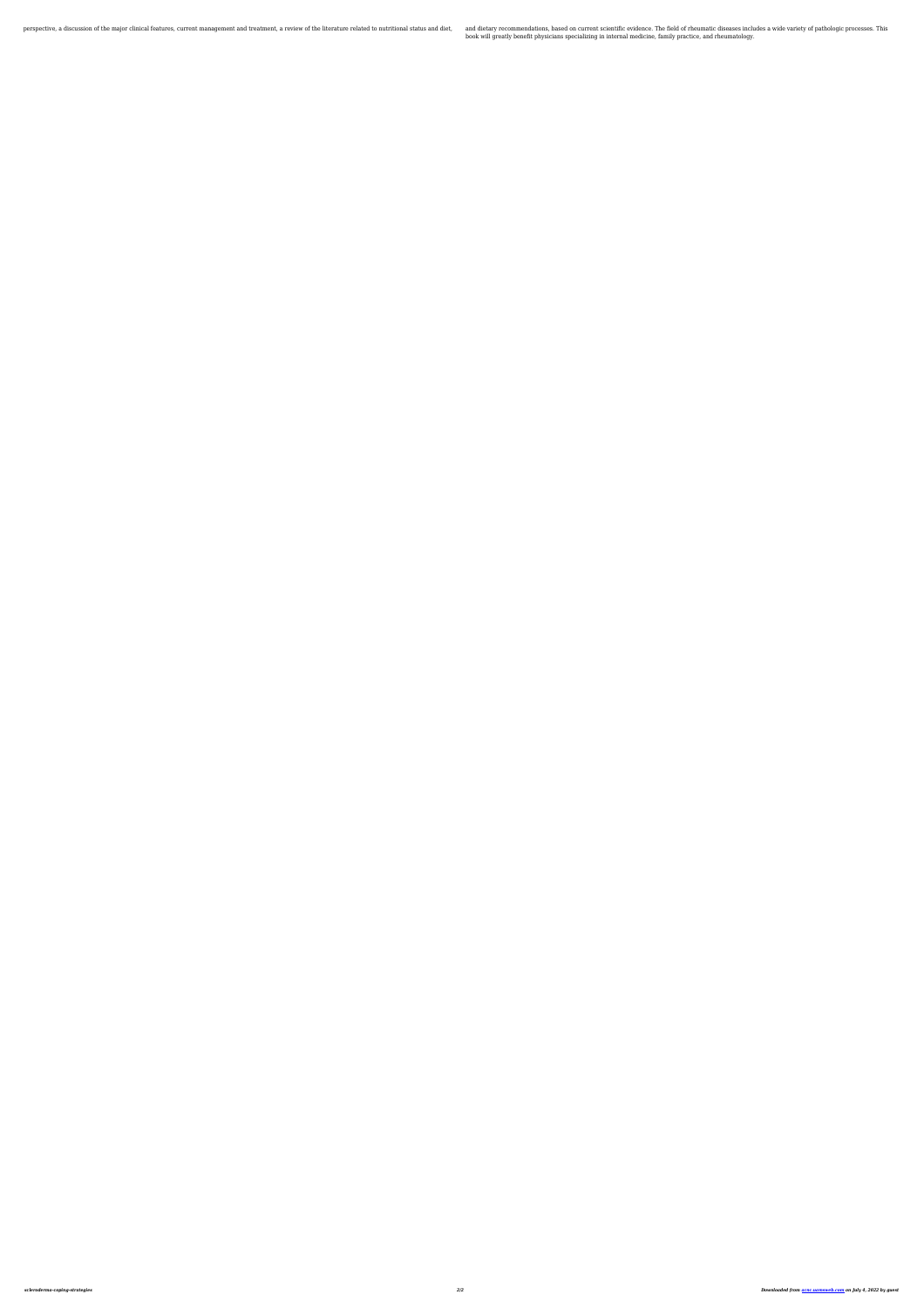perspective, a discussion of the major clinical features, current management and treatment, a review of the literature related to nutritional status and diet, and dietary recommendations, based on current scientific evidence. The field of rheumatic diseases includes a wide variety of pathologic processes. This book will greatly benefit physicians specializing in internal medicine, family practice, and rheumatology.